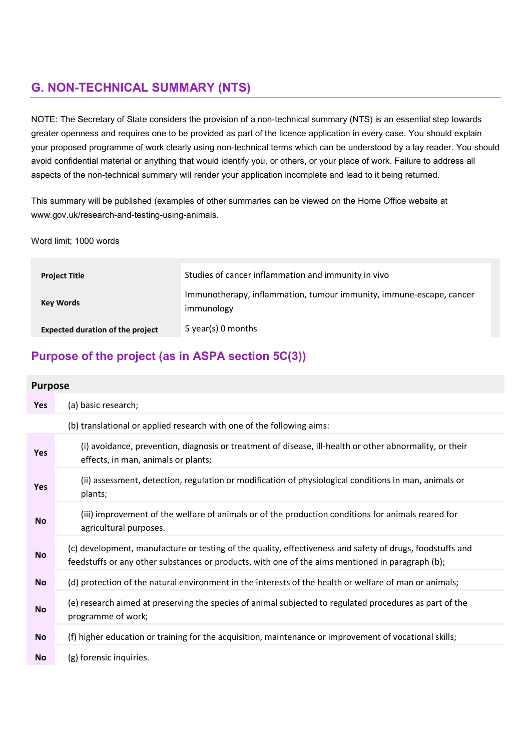## G. NON-TECHNICAL SUMMARY (NTS)

NOTE: The Secretary of State considers the provision of a non-technical summary (NTS) is an essential step towards greater openness and requires one to be provided as part of the licence application in every case. You should explain your proposed programme of work clearly using non-technical terms which can be understood by a lay reader. You should avoid confidential material or anything that would identify you, or others, or your place of work. Failure to address all aspects of the non-technical summary will render your application incomplete and lead to it being returned.

This summary will be published (examples of other summaries can be viewed on the Home Office website at www.gov.uk/research-and-testing-using-animals.

Word limit; 1000 words

| | |
|---|---|
| **Project Title** | Studies of cancer inflammation and immunity in vivo |
| **Key Words** | Immunotherapy, inflammation, tumour immunity, immune-escape, cancer immunology |
| **Expected duration of the project** | 5 year(s) 0 months |

## Purpose of the project (as in ASPA section 5C(3))

| **Purpose** | |
|---|---|
| **Yes** | (a) basic research; |
| | (b) translational or applied research with one of the following aims: |
| **Yes** | (i) avoidance, prevention, diagnosis or treatment of disease, ill-health or other abnormality, or their effects, in man, animals or plants; |
| **Yes** | (ii) assessment, detection, regulation or modification of physiological conditions in man, animals or plants; |
| **No** | (iii) improvement of the welfare of animals or of the production conditions for animals reared for agricultural purposes. |
| **No** | (c) development, manufacture or testing of the quality, effectiveness and safety of drugs, foodstuffs and feedstuffs or any other substances or products, with one of the aims mentioned in paragraph (b); |
| **No** | (d) protection of the natural environment in the interests of the health or welfare of man or animals; |
| **No** | (e) research aimed at preserving the species of animal subjected to regulated procedures as part of the programme of work; |
| **No** | (f) higher education or training for the acquisition, maintenance or improvement of vocational skills; |
| **No** | (g) forensic inquiries. |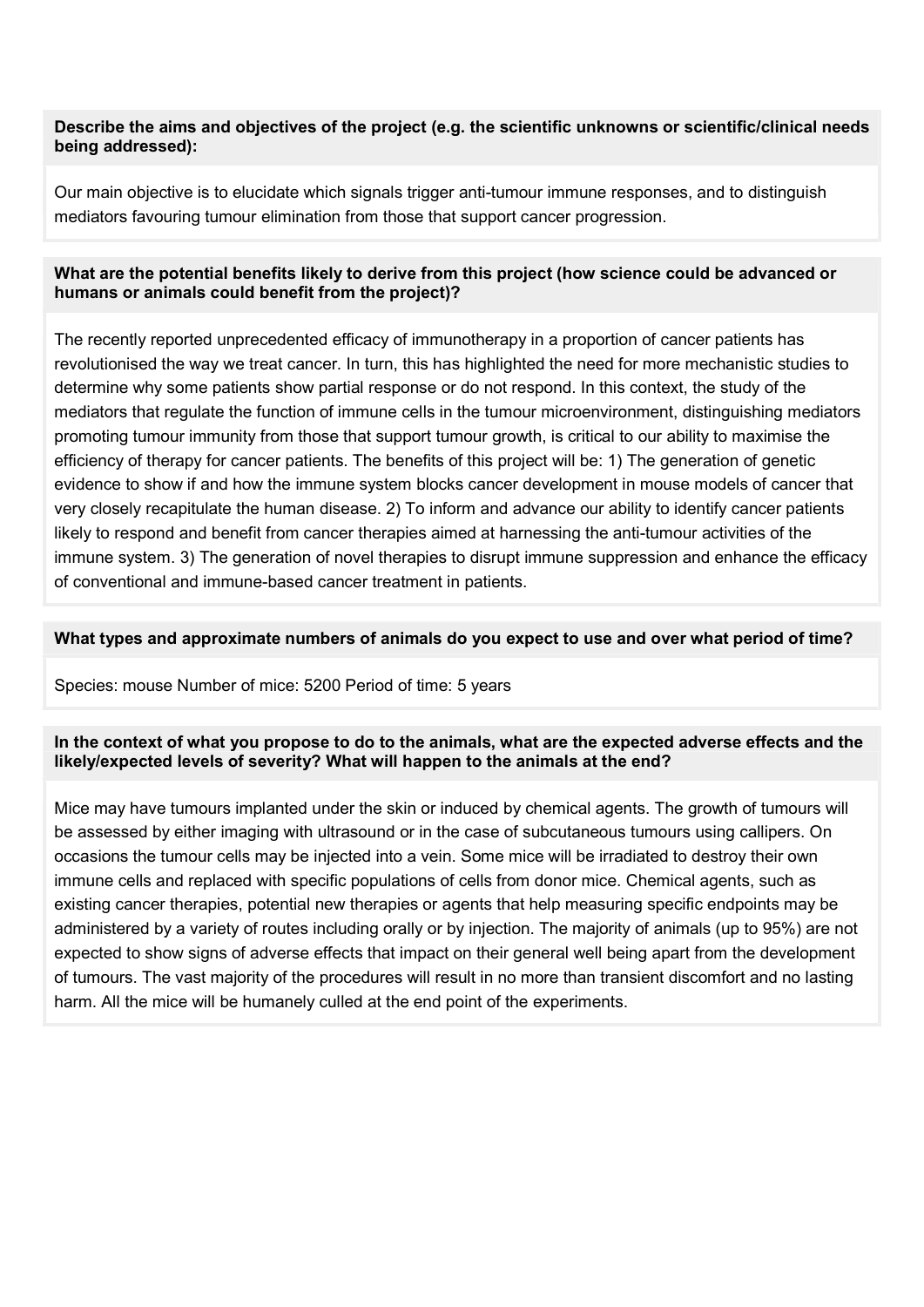**Describe the aims and objectives of the project (e.g. the scientific unknowns or scientific/clinical needs being addressed):**

Our main objective is to elucidate which signals trigger anti-tumour immune responses, and to distinguish mediators favouring tumour elimination from those that support cancer progression.

**What are the potential benefits likely to derive from this project (how science could be advanced or humans or animals could benefit from the project)?**

The recently reported unprecedented efficacy of immunotherapy in a proportion of cancer patients has revolutionised the way we treat cancer. In turn, this has highlighted the need for more mechanistic studies to determine why some patients show partial response or do not respond. In this context, the study of the mediators that regulate the function of immune cells in the tumour microenvironment, distinguishing mediators promoting tumour immunity from those that support tumour growth, is critical to our ability to maximise the efficiency of therapy for cancer patients. The benefits of this project will be: 1) The generation of genetic evidence to show if and how the immune system blocks cancer development in mouse models of cancer that very closely recapitulate the human disease. 2) To inform and advance our ability to identify cancer patients likely to respond and benefit from cancer therapies aimed at harnessing the anti-tumour activities of the immune system. 3) The generation of novel therapies to disrupt immune suppression and enhance the efficacy of conventional and immune-based cancer treatment in patients.

**What types and approximate numbers of animals do you expect to use and over what period of time?**

Species: mouse Number of mice: 5200 Period of time: 5 years

**In the context of what you propose to do to the animals, what are the expected adverse effects and the likely/expected levels of severity? What will happen to the animals at the end?**

Mice may have tumours implanted under the skin or induced by chemical agents. The growth of tumours will be assessed by either imaging with ultrasound or in the case of subcutaneous tumours using callipers. On occasions the tumour cells may be injected into a vein. Some mice will be irradiated to destroy their own immune cells and replaced with specific populations of cells from donor mice. Chemical agents, such as existing cancer therapies, potential new therapies or agents that help measuring specific endpoints may be administered by a variety of routes including orally or by injection. The majority of animals (up to 95%) are not expected to show signs of adverse effects that impact on their general well being apart from the development of tumours. The vast majority of the procedures will result in no more than transient discomfort and no lasting harm. All the mice will be humanely culled at the end point of the experiments.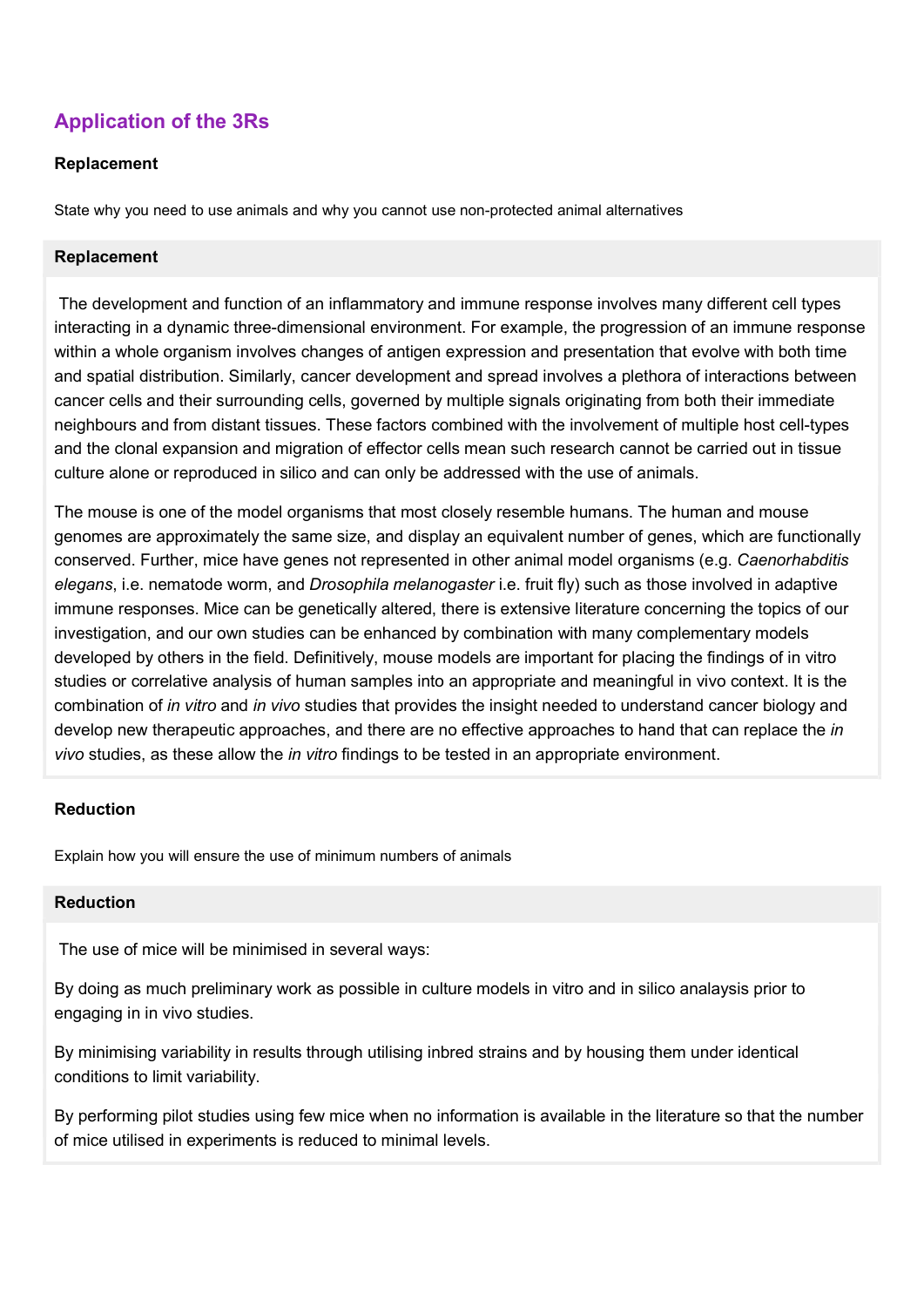## Application of the 3Rs

### Replacement

State why you need to use animals and why you cannot use non-protected animal alternatives

#### Replacement

The development and function of an inflammatory and immune response involves many different cell types interacting in a dynamic three-dimensional environment. For example, the progression of an immune response within a whole organism involves changes of antigen expression and presentation that evolve with both time and spatial distribution. Similarly, cancer development and spread involves a plethora of interactions between cancer cells and their surrounding cells, governed by multiple signals originating from both their immediate neighbours and from distant tissues. These factors combined with the involvement of multiple host cell-types and the clonal expansion and migration of effector cells mean such research cannot be carried out in tissue culture alone or reproduced in silico and can only be addressed with the use of animals.

The mouse is one of the model organisms that most closely resemble humans. The human and mouse genomes are approximately the same size, and display an equivalent number of genes, which are functionally conserved. Further, mice have genes not represented in other animal model organisms (e.g. *Caenorhabditis elegans*, i.e. nematode worm, and *Drosophila melanogaster* i.e. fruit fly) such as those involved in adaptive immune responses. Mice can be genetically altered, there is extensive literature concerning the topics of our investigation, and our own studies can be enhanced by combination with many complementary models developed by others in the field. Definitively, mouse models are important for placing the findings of in vitro studies or correlative analysis of human samples into an appropriate and meaningful in vivo context. It is the combination of *in vitro* and *in vivo* studies that provides the insight needed to understand cancer biology and develop new therapeutic approaches, and there are no effective approaches to hand that can replace the *in vivo* studies, as these allow the *in vitro* findings to be tested in an appropriate environment.

### Reduction

Explain how you will ensure the use of minimum numbers of animals

#### Reduction

The use of mice will be minimised in several ways:

By doing as much preliminary work as possible in culture models in vitro and in silico analaysis prior to engaging in in vivo studies.

By minimising variability in results through utilising inbred strains and by housing them under identical conditions to limit variability.

By performing pilot studies using few mice when no information is available in the literature so that the number of mice utilised in experiments is reduced to minimal levels.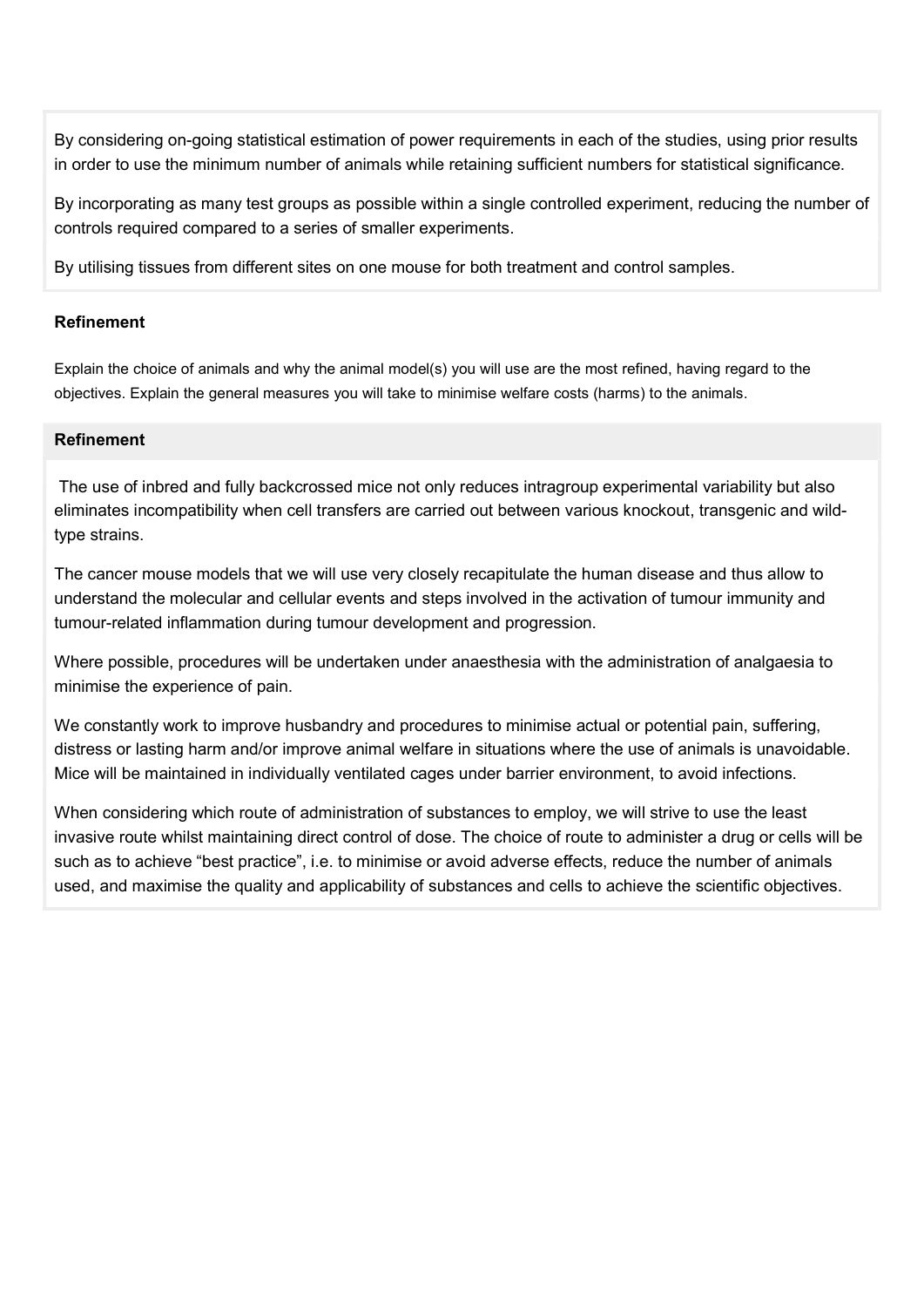By considering on-going statistical estimation of power requirements in each of the studies, using prior results in order to use the minimum number of animals while retaining sufficient numbers for statistical significance.

By incorporating as many test groups as possible within a single controlled experiment, reducing the number of controls required compared to a series of smaller experiments.

By utilising tissues from different sites on one mouse for both treatment and control samples.

### Refinement

Explain the choice of animals and why the animal model(s) you will use are the most refined, having regard to the objectives. Explain the general measures you will take to minimise welfare costs (harms) to the animals.

### Refinement

The use of inbred and fully backcrossed mice not only reduces intragroup experimental variability but also eliminates incompatibility when cell transfers are carried out between various knockout, transgenic and wild-type strains.

The cancer mouse models that we will use very closely recapitulate the human disease and thus allow to understand the molecular and cellular events and steps involved in the activation of tumour immunity and tumour-related inflammation during tumour development and progression.

Where possible, procedures will be undertaken under anaesthesia with the administration of analgaesia to minimise the experience of pain.

We constantly work to improve husbandry and procedures to minimise actual or potential pain, suffering, distress or lasting harm and/or improve animal welfare in situations where the use of animals is unavoidable. Mice will be maintained in individually ventilated cages under barrier environment, to avoid infections.

When considering which route of administration of substances to employ, we will strive to use the least invasive route whilst maintaining direct control of dose. The choice of route to administer a drug or cells will be such as to achieve "best practice", i.e. to minimise or avoid adverse effects, reduce the number of animals used, and maximise the quality and applicability of substances and cells to achieve the scientific objectives.